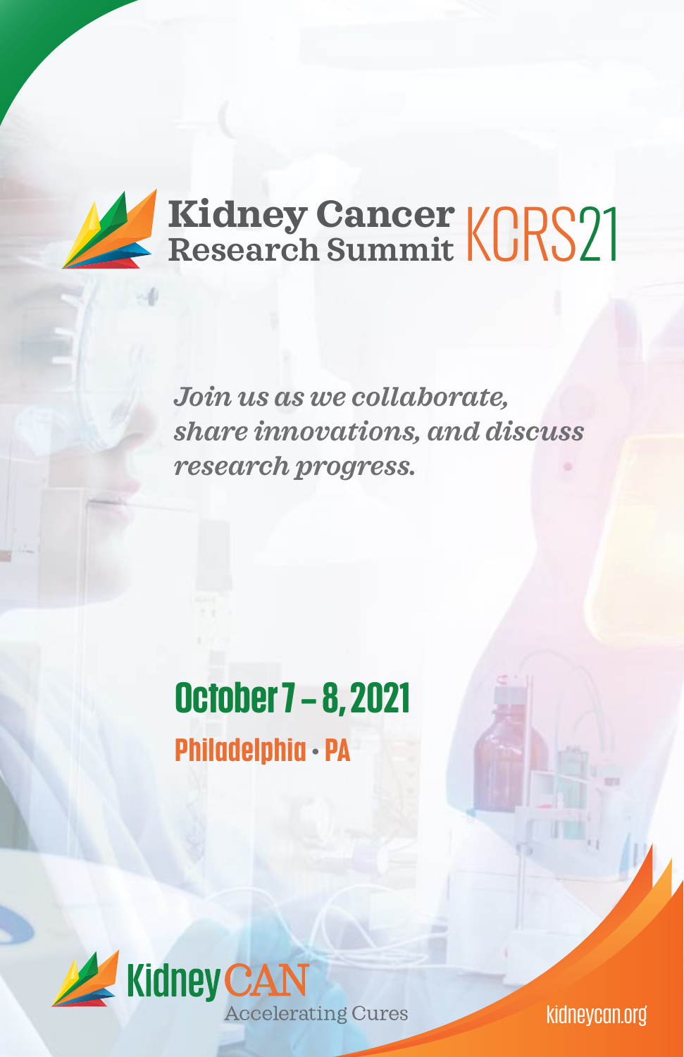# Kidney Cancer Research Summit KCRS21

*Join us as we collaborate, share innovations, and discuss research progress.*

## October 7 – 8, 2021

**Philadelphia • PA**

KidneyCAN
Accelerating Cures

kidneycan.org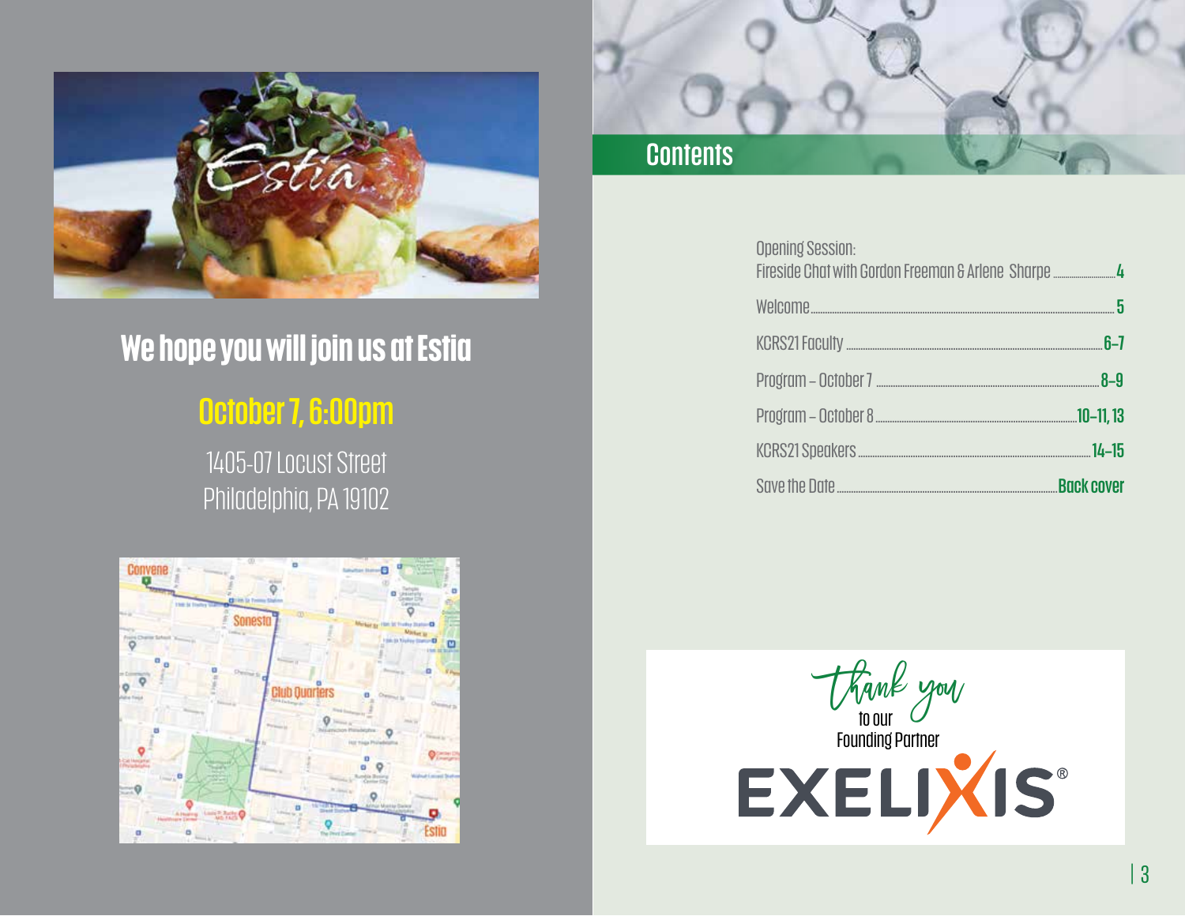We hope you will join us at Estia

**October 7, 6:00pm**

1405-07 Locust Street
Philadelphia, PA 19102

## Contents

| | |
|---|---|
| Opening Session: Fireside Chat with Gordon Freeman & Arlene Sharpe | 4 |
| Welcome | 5 |
| KCRS21 Faculty | 6–7 |
| Program – October 7 | 8–9 |
| Program – October 8 | 10–11, 13 |
| KCRS21 Speakers | 14–15 |
| Save the Date | Back cover |

Thank you to our Founding Partner

EXELIXIS®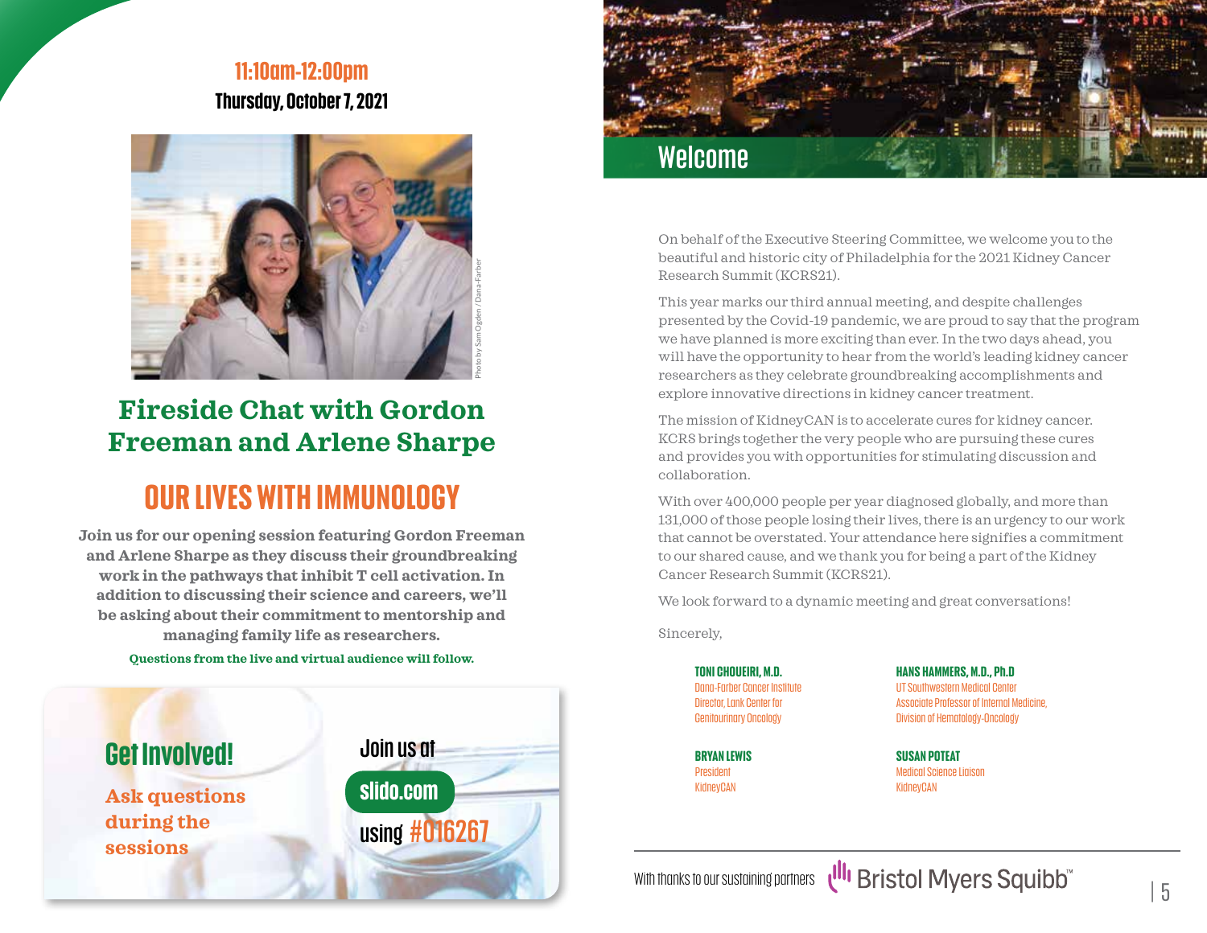**11:10am-12:00pm**

**Thursday, October 7, 2021**

Photo by Sam Ogden / Dana-Farber

## Fireside Chat with Gordon Freeman and Arlene Sharpe

## OUR LIVES WITH IMMUNOLOGY

**Join us for our opening session featuring Gordon Freeman and Arlene Sharpe as they discuss their groundbreaking work in the pathways that inhibit T cell activation. In addition to discussing their science and careers, we'll be asking about their commitment to mentorship and managing family life as researchers.**

**Questions from the live and virtual audience will follow.**

### Get Involved!

**Ask questions during the sessions**

Join us at **slido.com** using **#016267**

# Welcome

On behalf of the Executive Steering Committee, we welcome you to the beautiful and historic city of Philadelphia for the 2021 Kidney Cancer Research Summit (KCRS21).

This year marks our third annual meeting, and despite challenges presented by the Covid-19 pandemic, we are proud to say that the program we have planned is more exciting than ever. In the two days ahead, you will have the opportunity to hear from the world's leading kidney cancer researchers as they celebrate groundbreaking accomplishments and explore innovative directions in kidney cancer treatment.

The mission of KidneyCAN is to accelerate cures for kidney cancer. KCRS brings together the very people who are pursuing these cures and provides you with opportunities for stimulating discussion and collaboration.

With over 400,000 people per year diagnosed globally, and more than 131,000 of those people losing their lives, there is an urgency to our work that cannot be overstated. Your attendance here signifies a commitment to our shared cause, and we thank you for being a part of the Kidney Cancer Research Summit (KCRS21).

We look forward to a dynamic meeting and great conversations!

Sincerely,

**TONI CHOUEIRI, M.D.**
Dana-Farber Cancer Institute
Director, Lank Center for Genitourinary Oncology

**HANS HAMMERS, M.D., Ph.D**
UT Southwestern Medical Center
Associate Professor of Internal Medicine, Division of Hematology-Oncology

**BRYAN LEWIS**
President
KidneyCAN

**SUSAN POTEAT**
Medical Science Liaison
KidneyCAN

With thanks to our sustaining partners Bristol Myers Squibb™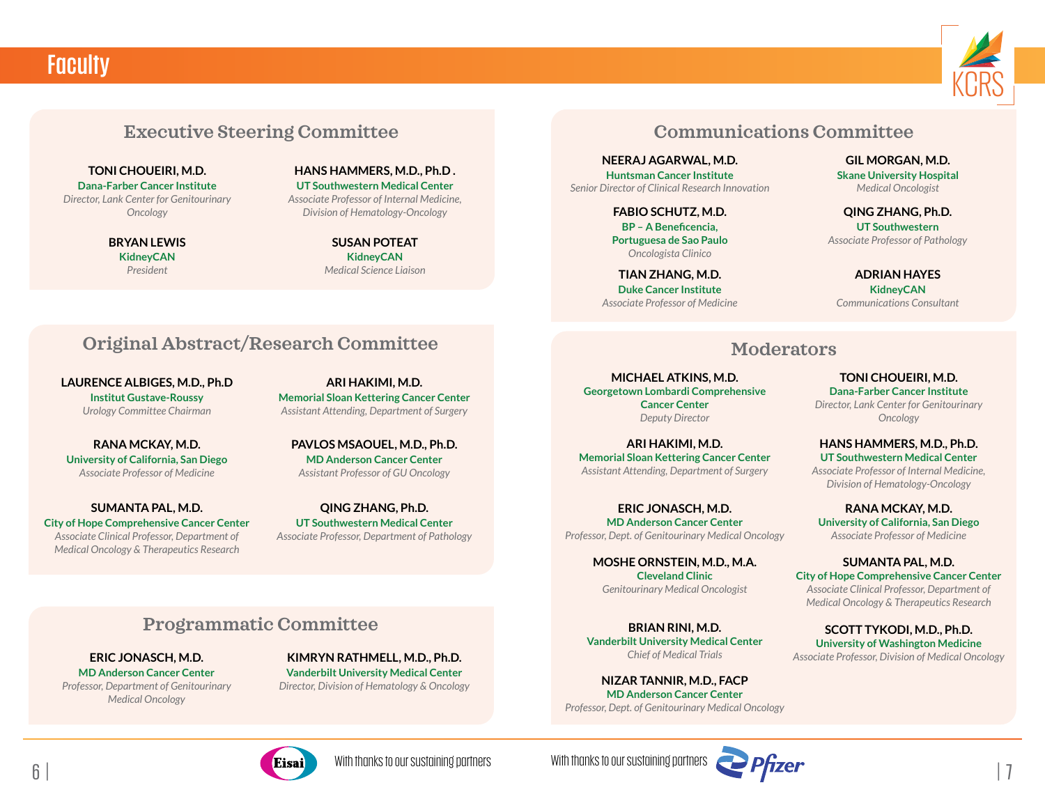# Faculty

## Executive Steering Committee

**TONI CHOUEIRI, M.D.**
Dana-Farber Cancer Institute
*Director, Lank Center for Genitourinary Oncology*

**HANS HAMMERS, M.D., Ph.D .**
UT Southwestern Medical Center
*Associate Professor of Internal Medicine, Division of Hematology-Oncology*

**BRYAN LEWIS**
KidneyCAN
*President*

**SUSAN POTEAT**
KidneyCAN
*Medical Science Liaison*

## Original Abstract/Research Committee

**LAURENCE ALBIGES, M.D., Ph.D**
Institut Gustave-Roussy
*Urology Committee Chairman*

**ARI HAKIMI, M.D.**
Memorial Sloan Kettering Cancer Center
*Assistant Attending, Department of Surgery*

**RANA MCKAY, M.D.**
University of California, San Diego
*Associate Professor of Medicine*

**PAVLOS MSAOUEL, M.D., Ph.D.**
MD Anderson Cancer Center
*Assistant Professor of GU Oncology*

**SUMANTA PAL, M.D.**
City of Hope Comprehensive Cancer Center
*Associate Clinical Professor, Department of Medical Oncology & Therapeutics Research*

**QING ZHANG, Ph.D.**
UT Southwestern Medical Center
*Associate Professor, Department of Pathology*

## Programmatic Committee

**ERIC JONASCH, M.D.**
MD Anderson Cancer Center
*Professor, Department of Genitourinary Medical Oncology*

**KIMRYN RATHMELL, M.D., Ph.D.**
Vanderbilt University Medical Center
*Director, Division of Hematology & Oncology*

## Communications Committee

**NEERAJ AGARWAL, M.D.**
Huntsman Cancer Institute
*Senior Director of Clinical Research Innovation*

**GIL MORGAN, M.D.**
Skane University Hospital
*Medical Oncologist*

**FABIO SCHUTZ, M.D.**
BP – A Beneficencia, Portuguesa de Sao Paulo
*Oncologista Clinico*

**QING ZHANG, Ph.D.**
UT Southwestern
*Associate Professor of Pathology*

**TIAN ZHANG, M.D.**
Duke Cancer Institute
*Associate Professor of Medicine*

**ADRIAN HAYES**
KidneyCAN
*Communications Consultant*

## Moderators

**MICHAEL ATKINS, M.D.**
Georgetown Lombardi Comprehensive Cancer Center
*Deputy Director*

**TONI CHOUEIRI, M.D.**
Dana-Farber Cancer Institute
*Director, Lank Center for Genitourinary Oncology*

**ARI HAKIMI, M.D.**
Memorial Sloan Kettering Cancer Center
*Assistant Attending, Department of Surgery*

**HANS HAMMERS, M.D., Ph.D.**
UT Southwestern Medical Center
*Associate Professor of Internal Medicine, Division of Hematology-Oncology*

**ERIC JONASCH, M.D.**
MD Anderson Cancer Center
*Professor, Dept. of Genitourinary Medical Oncology*

**RANA MCKAY, M.D.**
University of California, San Diego
*Associate Professor of Medicine*

**MOSHE ORNSTEIN, M.D., M.A.**
Cleveland Clinic
*Genitourinary Medical Oncologist*

**SUMANTA PAL, M.D.**
City of Hope Comprehensive Cancer Center
*Associate Clinical Professor, Department of Medical Oncology & Therapeutics Research*

**BRIAN RINI, M.D.**
Vanderbilt University Medical Center
*Chief of Medical Trials*

**SCOTT TYKODI, M.D., Ph.D.**
University of Washington Medicine
*Associate Professor, Division of Medical Oncology*

**NIZAR TANNIR, M.D., FACP**
MD Anderson Cancer Center
*Professor, Dept. of Genitourinary Medical Oncology*

With thanks to our sustaining partners — Eisai

With thanks to our sustaining partners — Pfizer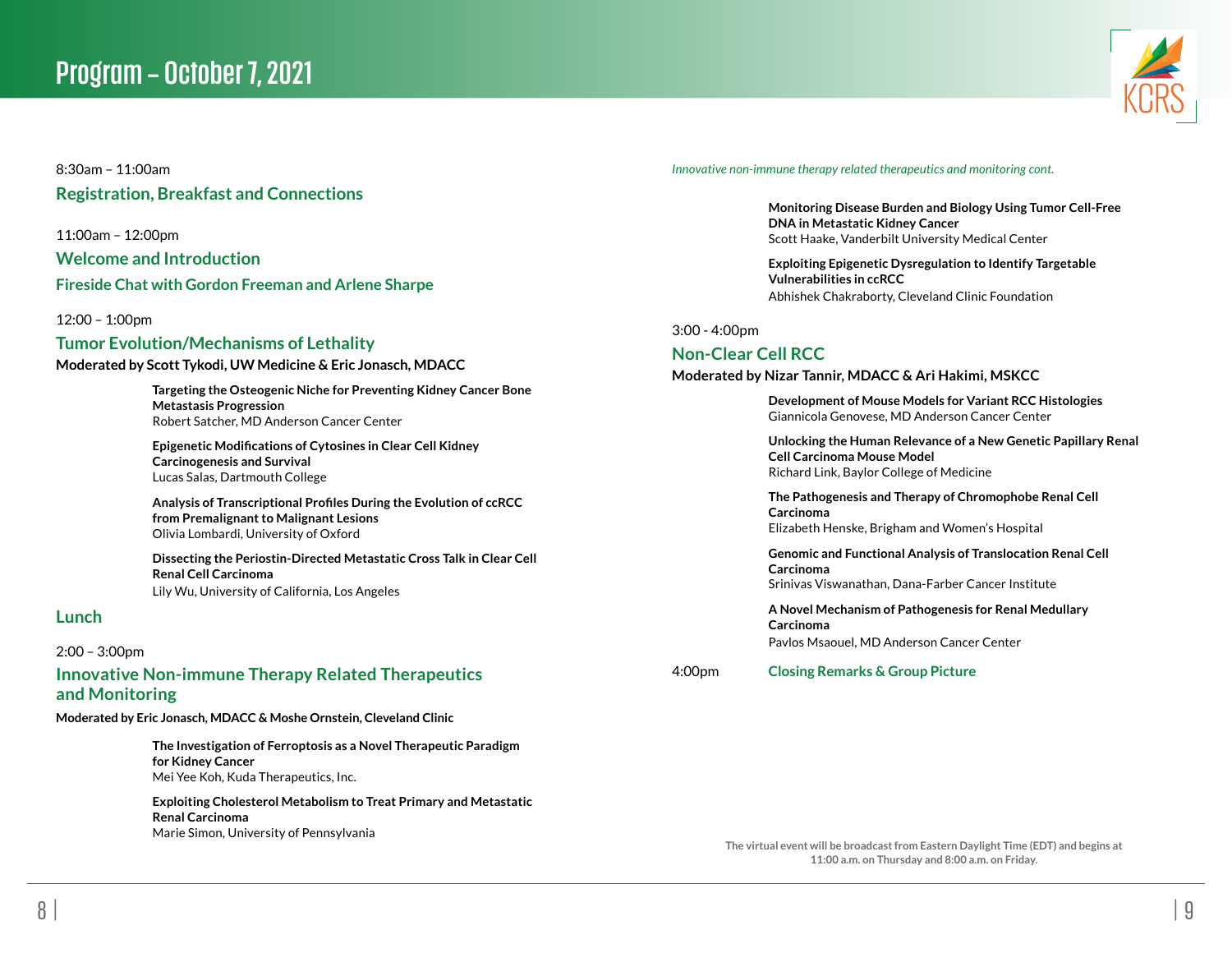# Program – October 7, 2021

8:30am – 11:00am

## Registration, Breakfast and Connections

11:00am – 12:00pm

## Welcome and Introduction

## Fireside Chat with Gordon Freeman and Arlene Sharpe

12:00 – 1:00pm

## Tumor Evolution/Mechanisms of Lethality

**Moderated by Scott Tykodi, UW Medicine & Eric Jonasch, MDACC**

**Targeting the Osteogenic Niche for Preventing Kidney Cancer Bone Metastasis Progression**
Robert Satcher, MD Anderson Cancer Center

**Epigenetic Modifications of Cytosines in Clear Cell Kidney Carcinogenesis and Survival**
Lucas Salas, Dartmouth College

**Analysis of Transcriptional Profiles During the Evolution of ccRCC from Premalignant to Malignant Lesions**
Olivia Lombardi, University of Oxford

**Dissecting the Periostin-Directed Metastatic Cross Talk in Clear Cell Renal Cell Carcinoma**
Lily Wu, University of California, Los Angeles

## Lunch

2:00 – 3:00pm

## Innovative Non-immune Therapy Related Therapeutics and Monitoring

**Moderated by Eric Jonasch, MDACC & Moshe Ornstein, Cleveland Clinic**

**The Investigation of Ferroptosis as a Novel Therapeutic Paradigm for Kidney Cancer**
Mei Yee Koh, Kuda Therapeutics, Inc.

**Exploiting Cholesterol Metabolism to Treat Primary and Metastatic Renal Carcinoma**
Marie Simon, University of Pennsylvania

*Innovative non-immune therapy related therapeutics and monitoring cont.*

**Monitoring Disease Burden and Biology Using Tumor Cell-Free DNA in Metastatic Kidney Cancer**
Scott Haake, Vanderbilt University Medical Center

**Exploiting Epigenetic Dysregulation to Identify Targetable Vulnerabilities in ccRCC**
Abhishek Chakraborty, Cleveland Clinic Foundation

3:00 - 4:00pm

## Non-Clear Cell RCC

**Moderated by Nizar Tannir, MDACC & Ari Hakimi, MSKCC**

**Development of Mouse Models for Variant RCC Histologies**
Giannicola Genovese, MD Anderson Cancer Center

**Unlocking the Human Relevance of a New Genetic Papillary Renal Cell Carcinoma Mouse Model**
Richard Link, Baylor College of Medicine

**The Pathogenesis and Therapy of Chromophobe Renal Cell Carcinoma**
Elizabeth Henske, Brigham and Women's Hospital

**Genomic and Functional Analysis of Translocation Renal Cell Carcinoma**
Srinivas Viswanathan, Dana-Farber Cancer Institute

**A Novel Mechanism of Pathogenesis for Renal Medullary Carcinoma**
Pavlos Msaouel, MD Anderson Cancer Center

4:00pm **Closing Remarks & Group Picture**

**The virtual event will be broadcast from Eastern Daylight Time (EDT) and begins at 11:00 a.m. on Thursday and 8:00 a.m. on Friday.**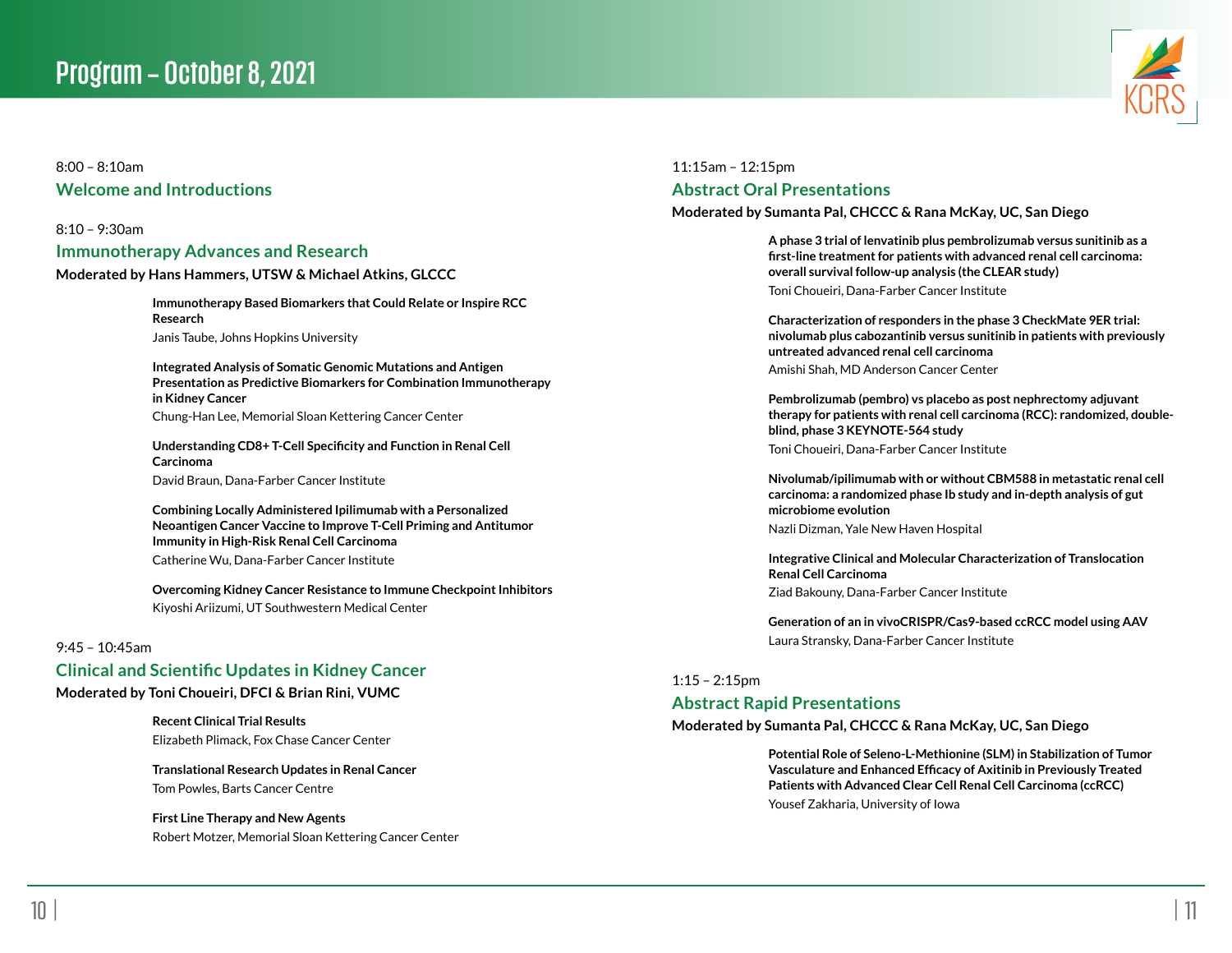# Program – October 8, 2021

8:00 – 8:10am

## Welcome and Introductions

8:10 – 9:30am

## Immunotherapy Advances and Research

**Moderated by Hans Hammers, UTSW & Michael Atkins, GLCCC**

**Immunotherapy Based Biomarkers that Could Relate or Inspire RCC Research**
Janis Taube, Johns Hopkins University

**Integrated Analysis of Somatic Genomic Mutations and Antigen Presentation as Predictive Biomarkers for Combination Immunotherapy in Kidney Cancer**
Chung-Han Lee, Memorial Sloan Kettering Cancer Center

**Understanding CD8+ T-Cell Specificity and Function in Renal Cell Carcinoma**
David Braun, Dana-Farber Cancer Institute

**Combining Locally Administered Ipilimumab with a Personalized Neoantigen Cancer Vaccine to Improve T-Cell Priming and Antitumor Immunity in High-Risk Renal Cell Carcinoma**
Catherine Wu, Dana-Farber Cancer Institute

**Overcoming Kidney Cancer Resistance to Immune Checkpoint Inhibitors**
Kiyoshi Ariizumi, UT Southwestern Medical Center

9:45 – 10:45am

## Clinical and Scientific Updates in Kidney Cancer

**Moderated by Toni Choueiri, DFCI & Brian Rini, VUMC**

**Recent Clinical Trial Results**
Elizabeth Plimack, Fox Chase Cancer Center

**Translational Research Updates in Renal Cancer**
Tom Powles, Barts Cancer Centre

**First Line Therapy and New Agents**
Robert Motzer, Memorial Sloan Kettering Cancer Center

11:15am – 12:15pm

## Abstract Oral Presentations

**Moderated by Sumanta Pal, CHCCC & Rana McKay, UC, San Diego**

**A phase 3 trial of lenvatinib plus pembrolizumab versus sunitinib as a first-line treatment for patients with advanced renal cell carcinoma: overall survival follow-up analysis (the CLEAR study)**
Toni Choueiri, Dana-Farber Cancer Institute

**Characterization of responders in the phase 3 CheckMate 9ER trial: nivolumab plus cabozantinib versus sunitinib in patients with previously untreated advanced renal cell carcinoma**
Amishi Shah, MD Anderson Cancer Center

**Pembrolizumab (pembro) vs placebo as post nephrectomy adjuvant therapy for patients with renal cell carcinoma (RCC): randomized, double-blind, phase 3 KEYNOTE-564 study**
Toni Choueiri, Dana-Farber Cancer Institute

**Nivolumab/ipilimumab with or without CBM588 in metastatic renal cell carcinoma: a randomized phase Ib study and in-depth analysis of gut microbiome evolution**
Nazli Dizman, Yale New Haven Hospital

**Integrative Clinical and Molecular Characterization of Translocation Renal Cell Carcinoma**
Ziad Bakouny, Dana-Farber Cancer Institute

**Generation of an in vivoCRISPR/Cas9-based ccRCC model using AAV**
Laura Stransky, Dana-Farber Cancer Institute

1:15 – 2:15pm

## Abstract Rapid Presentations

**Moderated by Sumanta Pal, CHCCC & Rana McKay, UC, San Diego**

**Potential Role of Seleno-L-Methionine (SLM) in Stabilization of Tumor Vasculature and Enhanced Efficacy of Axitinib in Previously Treated Patients with Advanced Clear Cell Renal Cell Carcinoma (ccRCC)**
Yousef Zakharia, University of Iowa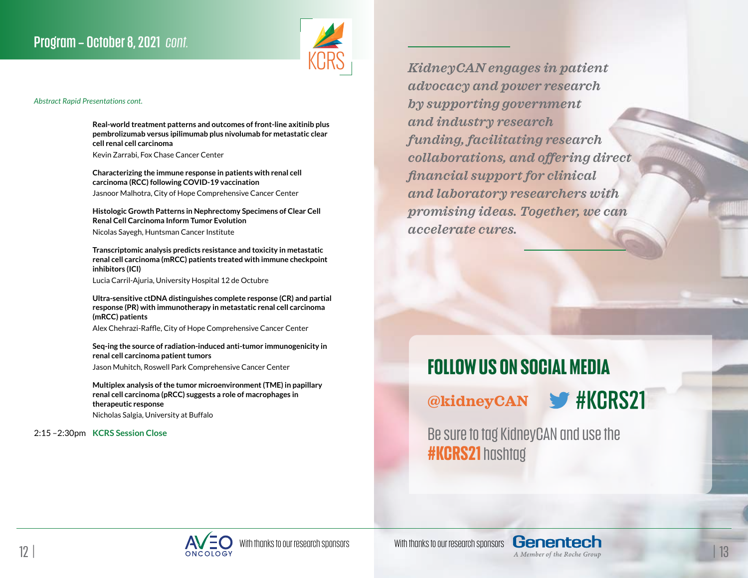## Program – October 8, 2021 *cont.*

*Abstract Rapid Presentations cont.*

**Real-world treatment patterns and outcomes of front-line axitinib plus pembrolizumab versus ipilimumab plus nivolumab for metastatic clear cell renal cell carcinoma**
Kevin Zarrabi, Fox Chase Cancer Center

**Characterizing the immune response in patients with renal cell carcinoma (RCC) following COVID-19 vaccination**
Jasnoor Malhotra, City of Hope Comprehensive Cancer Center

**Histologic Growth Patterns in Nephrectomy Specimens of Clear Cell Renal Cell Carcinoma Inform Tumor Evolution**
Nicolas Sayegh, Huntsman Cancer Institute

**Transcriptomic analysis predicts resistance and toxicity in metastatic renal cell carcinoma (mRCC) patients treated with immune checkpoint inhibitors (ICI)**
Lucia Carril-Ajuria, University Hospital 12 de Octubre

**Ultra-sensitive ctDNA distinguishes complete response (CR) and partial response (PR) with immunotherapy in metastatic renal cell carcinoma (mRCC) patients**
Alex Chehrazi-Raffle, City of Hope Comprehensive Cancer Center

**Seq-ing the source of radiation-induced anti-tumor immunogenicity in renal cell carcinoma patient tumors**
Jason Muhitch, Roswell Park Comprehensive Cancer Center

**Multiplex analysis of the tumor microenvironment (TME) in papillary renal cell carcinoma (pRCC) suggests a role of macrophages in therapeutic response**
Nicholas Salgia, University at Buffalo

2:15 –2:30pm **KCRS Session Close**

With thanks to our research sponsors AVEO Oncology

*KidneyCAN engages in patient advocacy and power research by supporting government and industry research funding, facilitating research collaborations, and offering direct financial support for clinical and laboratory researchers with promising ideas. Together, we can accelerate cures.*

## FOLLOW US ON SOCIAL MEDIA

@kidneyCAN #KCRS21

Be sure to tag KidneyCAN and use the **#KCRS21** hashtag

With thanks to our research sponsors Genentech A Member of the Roche Group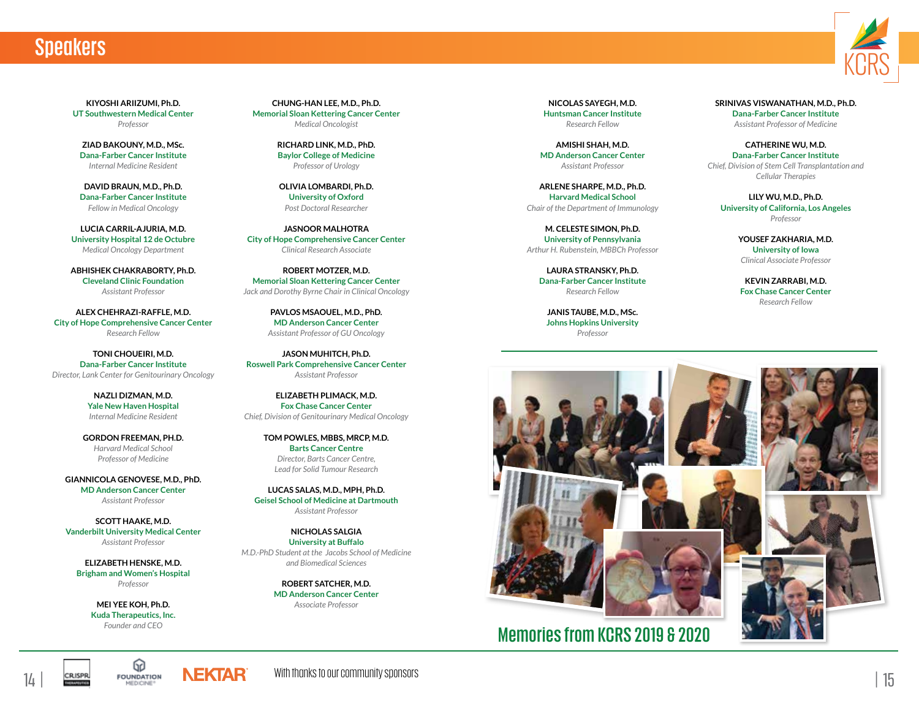# Speakers

**KIYOSHI ARIIZUMI, Ph.D.**
UT Southwestern Medical Center
*Professor*

**ZIAD BAKOUNY, M.D., MSc.**
Dana-Farber Cancer Institute
*Internal Medicine Resident*

**DAVID BRAUN, M.D., Ph.D.**
Dana-Farber Cancer Institute
*Fellow in Medical Oncology*

**LUCIA CARRIL-AJURIA, M.D.**
University Hospital 12 de Octubre
*Medical Oncology Department*

**ABHISHEK CHAKRABORTY, Ph.D.**
Cleveland Clinic Foundation
*Assistant Professor*

**ALEX CHEHRAZI-RAFFLE, M.D.**
City of Hope Comprehensive Cancer Center
*Research Fellow*

**TONI CHOUEIRI, M.D.**
Dana-Farber Cancer Institute
*Director, Lank Center for Genitourinary Oncology*

**NAZLI DIZMAN, M.D.**
Yale New Haven Hospital
*Internal Medicine Resident*

**GORDON FREEMAN, PH.D.**
*Harvard Medical School*
*Professor of Medicine*

**GIANNICOLA GENOVESE, M.D., PhD.**
MD Anderson Cancer Center
*Assistant Professor*

**SCOTT HAAKE, M.D.**
Vanderbilt University Medical Center
*Assistant Professor*

**ELIZABETH HENSKE, M.D.**
Brigham and Women's Hospital
*Professor*

**MEI YEE KOH, Ph.D.**
Kuda Therapeutics, Inc.
*Founder and CEO*

**CHUNG-HAN LEE, M.D., Ph.D.**
Memorial Sloan Kettering Cancer Center
*Medical Oncologist*

**RICHARD LINK, M.D., PhD.**
Baylor College of Medicine
*Professor of Urology*

**OLIVIA LOMBARDI, Ph.D.**
University of Oxford
*Post Doctoral Researcher*

**JASNOOR MALHOTRA**
City of Hope Comprehensive Cancer Center
*Clinical Research Associate*

**ROBERT MOTZER, M.D.**
Memorial Sloan Kettering Cancer Center
*Jack and Dorothy Byrne Chair in Clinical Oncology*

**PAVLOS MSAOUEL, M.D., PhD.**
MD Anderson Cancer Center
*Assistant Professor of GU Oncology*

**JASON MUHITCH, Ph.D.**
Roswell Park Comprehensive Cancer Center
*Assistant Professor*

**ELIZABETH PLIMACK, M.D.**
Fox Chase Cancer Center
*Chief, Division of Genitourinary Medical Oncology*

**TOM POWLES, MBBS, MRCP, M.D.**
Barts Cancer Centre
*Director, Barts Cancer Centre,*
*Lead for Solid Tumour Research*

**LUCAS SALAS, M.D., MPH, Ph.D.**
Geisel School of Medicine at Dartmouth
*Assistant Professor*

**NICHOLAS SALGIA**
University at Buffalo
*M.D.-PhD Student at the Jacobs School of Medicine and Biomedical Sciences*

**ROBERT SATCHER, M.D.**
MD Anderson Cancer Center
*Associate Professor*

**NICOLAS SAYEGH, M.D.**
Huntsman Cancer Institute
*Research Fellow*

**AMISHI SHAH, M.D.**
MD Anderson Cancer Center
*Assistant Professor*

**ARLENE SHARPE, M.D., Ph.D.**
Harvard Medical School
*Chair of the Department of Immunology*

**M. CELESTE SIMON, Ph.D.**
University of Pennsylvania
*Arthur H. Rubenstein, MBBCh Professor*

**LAURA STRANSKY, Ph.D.**
Dana-Farber Cancer Institute
*Research Fellow*

**JANIS TAUBE, M.D., MSc.**
Johns Hopkins University
*Professor*

**SRINIVAS VISWANATHAN, M.D., Ph.D.**
Dana-Farber Cancer Institute
*Assistant Professor of Medicine*

**CATHERINE WU, M.D.**
Dana-Farber Cancer Institute
*Chief, Division of Stem Cell Transplantation and Cellular Therapies*

**LILY WU, M.D., Ph.D.**
University of California, Los Angeles
*Professor*

**YOUSEF ZAKHARIA, M.D.**
University of Iowa
*Clinical Associate Professor*

**KEVIN ZARRABI, M.D.**
Fox Chase Cancer Center
*Research Fellow*

## Memories from KCRS 2019 & 2020

With thanks to our community sponsors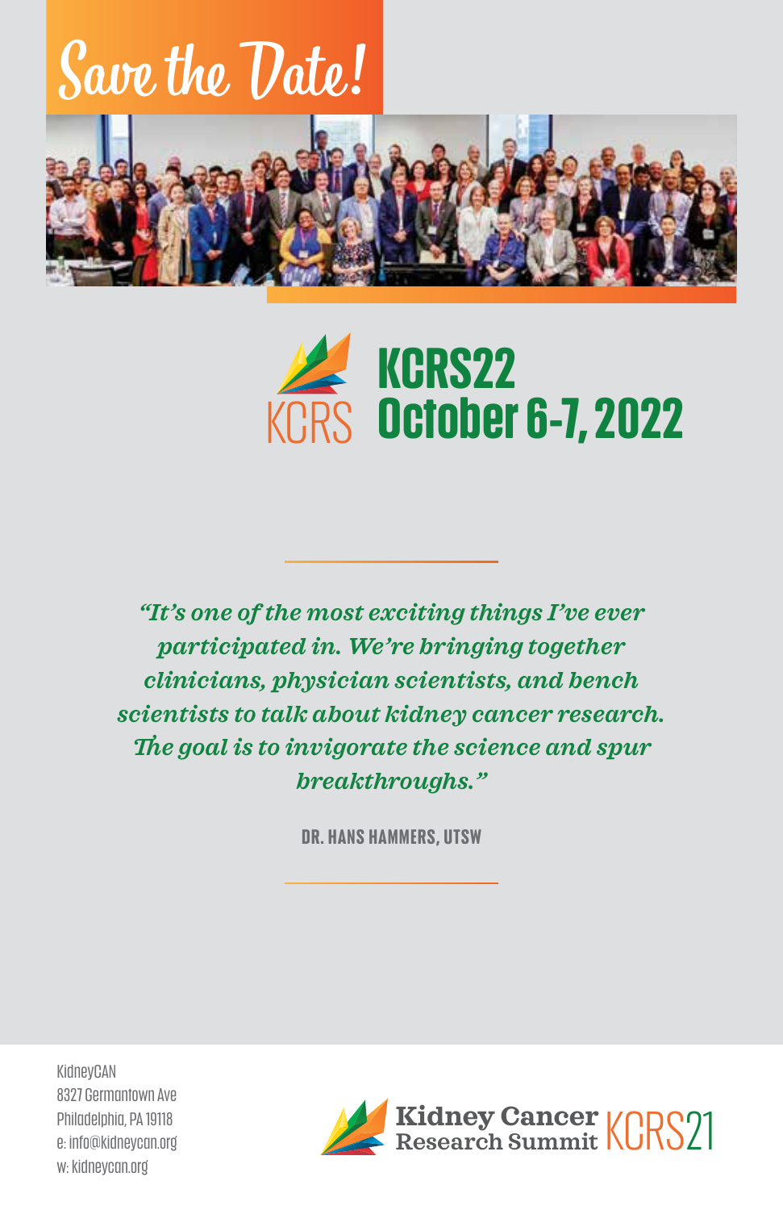# Save the Date!

## KCRS22
## October 6-7, 2022

*"It's one of the most exciting things I've ever participated in. We're bringing together clinicians, physician scientists, and bench scientists to talk about kidney cancer research. The goal is to invigorate the science and spur breakthroughs."*

**DR. HANS HAMMERS, UTSW**

KidneyCAN
8327 Germantown Ave
Philadelphia, PA 19118
e: info@kidneycan.org
w: kidneycan.org

Kidney Cancer Research Summit KCRS21